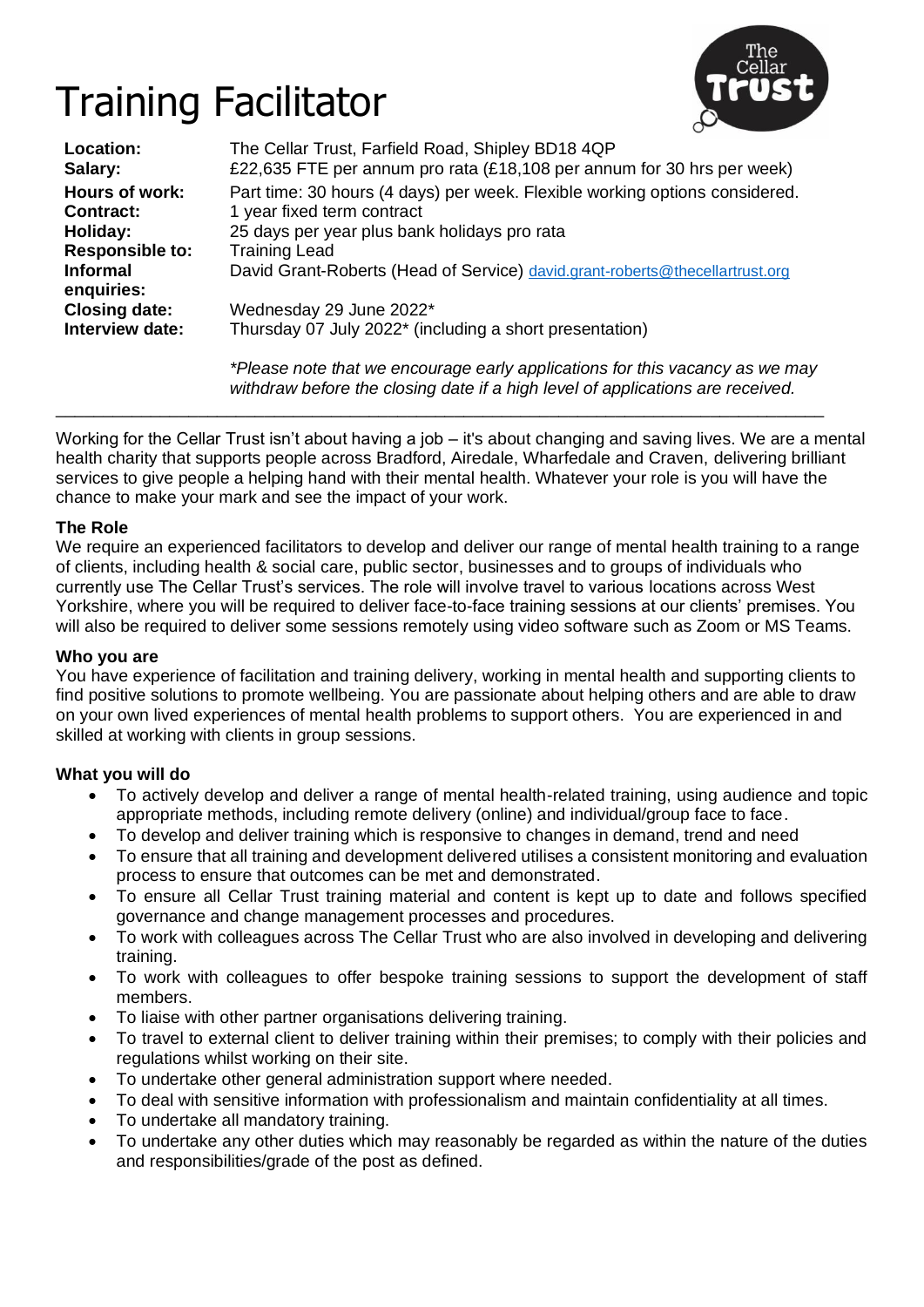# Training Facilitator

| | |
|---|---|
| **Location:** | The Cellar Trust, Farfield Road, Shipley BD18 4QP |
| **Salary:** | £22,635 FTE per annum pro rata (£18,108 per annum for 30 hrs per week) |
| **Hours of work:** | Part time: 30 hours (4 days) per week. Flexible working options considered. |
| **Contract:** | 1 year fixed term contract |
| **Holiday:** | 25 days per year plus bank holidays pro rata |
| **Responsible to:** | Training Lead |
| **Informal enquiries:** | David Grant-Roberts (Head of Service) david.grant-roberts@thecellartrust.org |
| **Closing date:** | Wednesday 29 June 2022* |
| **Interview date:** | Thursday 07 July 2022* (including a short presentation) |

*\*Please note that we encourage early applications for this vacancy as we may withdraw before the closing date if a high level of applications are received.*

---

Working for the Cellar Trust isn't about having a job – it's about changing and saving lives. We are a mental health charity that supports people across Bradford, Airedale, Wharfedale and Craven, delivering brilliant services to give people a helping hand with their mental health. Whatever your role is you will have the chance to make your mark and see the impact of your work.

**The Role**

We require an experienced facilitators to develop and deliver our range of mental health training to a range of clients, including health & social care, public sector, businesses and to groups of individuals who currently use The Cellar Trust's services. The role will involve travel to various locations across West Yorkshire, where you will be required to deliver face-to-face training sessions at our clients' premises. You will also be required to deliver some sessions remotely using video software such as Zoom or MS Teams.

**Who you are**

You have experience of facilitation and training delivery, working in mental health and supporting clients to find positive solutions to promote wellbeing. You are passionate about helping others and are able to draw on your own lived experiences of mental health problems to support others. You are experienced in and skilled at working with clients in group sessions.

**What you will do**

- To actively develop and deliver a range of mental health-related training, using audience and topic appropriate methods, including remote delivery (online) and individual/group face to face.
- To develop and deliver training which is responsive to changes in demand, trend and need
- To ensure that all training and development delivered utilises a consistent monitoring and evaluation process to ensure that outcomes can be met and demonstrated.
- To ensure all Cellar Trust training material and content is kept up to date and follows specified governance and change management processes and procedures.
- To work with colleagues across The Cellar Trust who are also involved in developing and delivering training.
- To work with colleagues to offer bespoke training sessions to support the development of staff members.
- To liaise with other partner organisations delivering training.
- To travel to external client to deliver training within their premises; to comply with their policies and regulations whilst working on their site.
- To undertake other general administration support where needed.
- To deal with sensitive information with professionalism and maintain confidentiality at all times.
- To undertake all mandatory training.
- To undertake any other duties which may reasonably be regarded as within the nature of the duties and responsibilities/grade of the post as defined.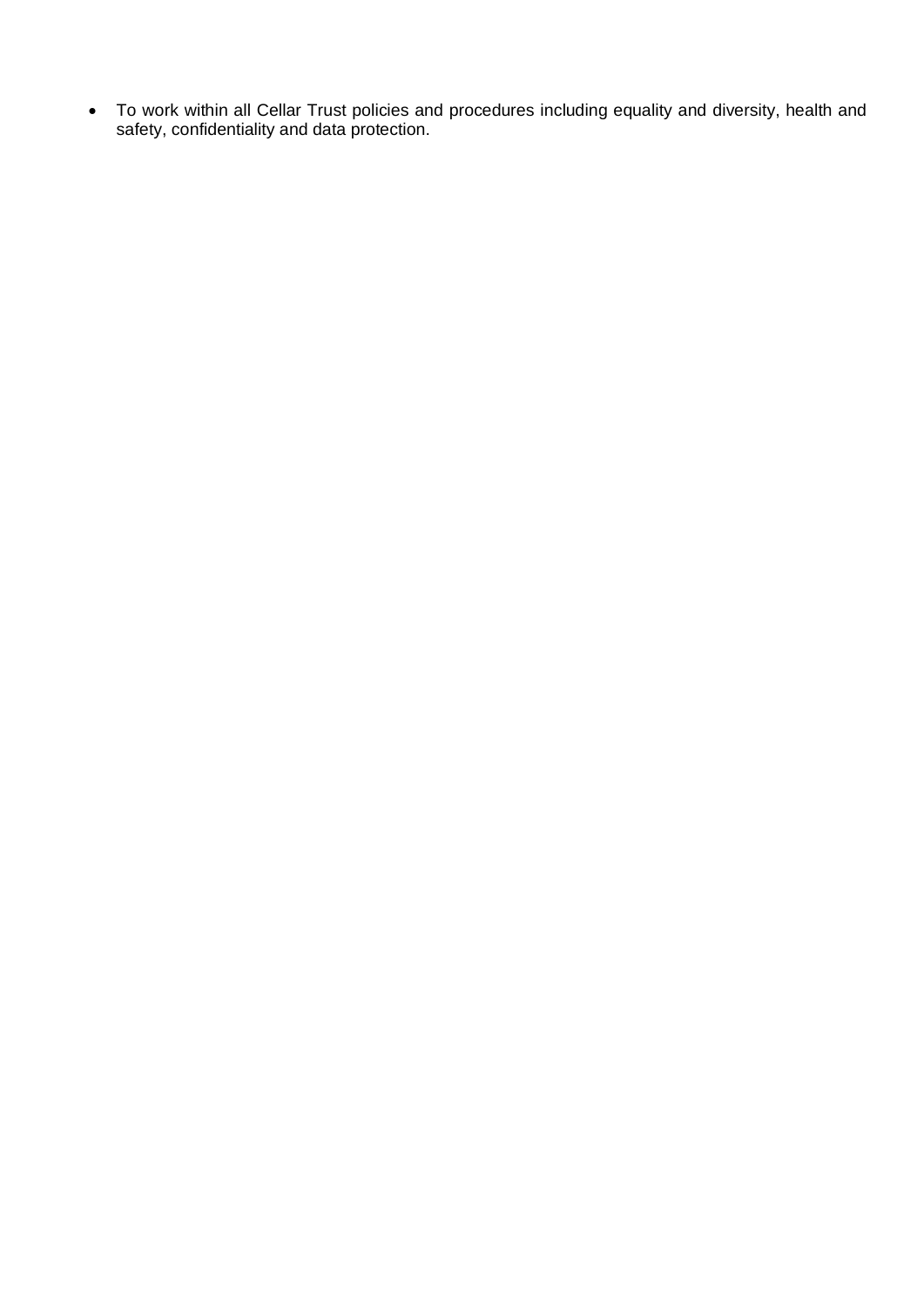- To work within all Cellar Trust policies and procedures including equality and diversity, health and safety, confidentiality and data protection.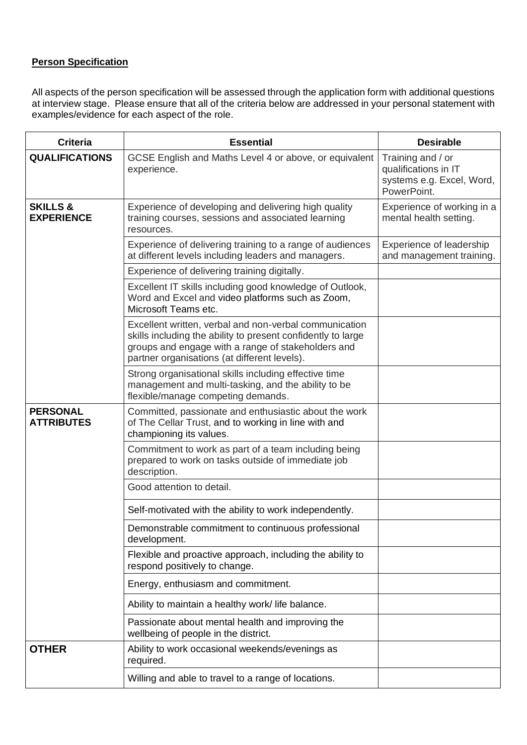**Person Specification**

All aspects of the person specification will be assessed through the application form with additional questions at interview stage. Please ensure that all of the criteria below are addressed in your personal statement with examples/evidence for each aspect of the role.

| Criteria | Essential | Desirable |
|---|---|---|
| **QUALIFICATIONS** | GCSE English and Maths Level 4 or above, or equivalent experience. | Training and / or qualifications in IT systems e.g. Excel, Word, PowerPoint. |
| **SKILLS & EXPERIENCE** | Experience of developing and delivering high quality training courses, sessions and associated learning resources. | Experience of working in a mental health setting. |
| | Experience of delivering training to a range of audiences at different levels including leaders and managers. | Experience of leadership and management training. |
| | Experience of delivering training digitally. | |
| | Excellent IT skills including good knowledge of Outlook, Word and Excel and video platforms such as Zoom, Microsoft Teams etc. | |
| | Excellent written, verbal and non-verbal communication skills including the ability to present confidently to large groups and engage with a range of stakeholders and partner organisations (at different levels). | |
| | Strong organisational skills including effective time management and multi-tasking, and the ability to be flexible/manage competing demands. | |
| **PERSONAL ATTRIBUTES** | Committed, passionate and enthusiastic about the work of The Cellar Trust, and to working in line with and championing its values. | |
| | Commitment to work as part of a team including being prepared to work on tasks outside of immediate job description. | |
| | Good attention to detail. | |
| | Self-motivated with the ability to work independently. | |
| | Demonstrable commitment to continuous professional development. | |
| | Flexible and proactive approach, including the ability to respond positively to change. | |
| | Energy, enthusiasm and commitment. | |
| | Ability to maintain a healthy work/ life balance. | |
| | Passionate about mental health and improving the wellbeing of people in the district. | |
| **OTHER** | Ability to work occasional weekends/evenings as required. | |
| | Willing and able to travel to a range of locations. | |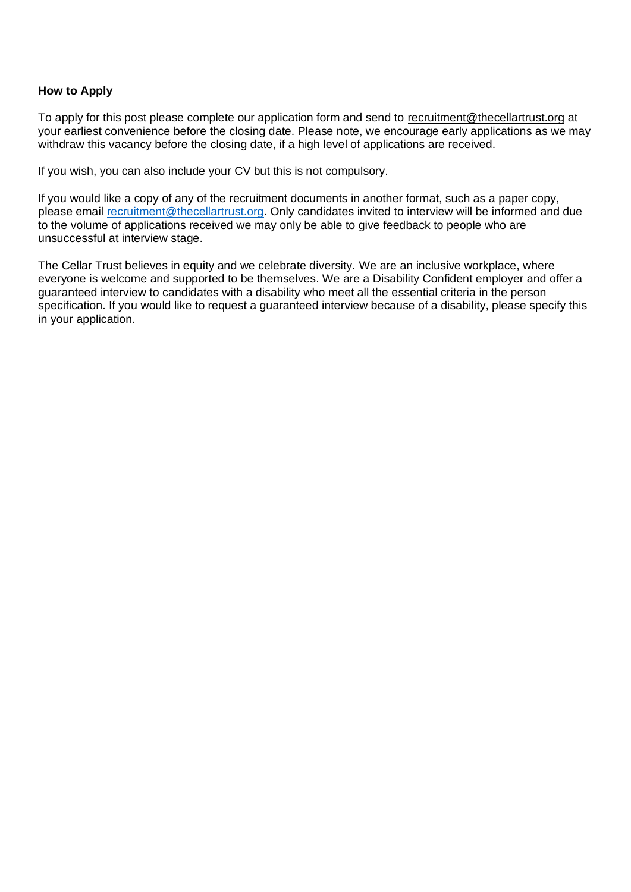**How to Apply**

To apply for this post please complete our application form and send to recruitment@thecellartrust.org at your earliest convenience before the closing date. Please note, we encourage early applications as we may withdraw this vacancy before the closing date, if a high level of applications are received.

If you wish, you can also include your CV but this is not compulsory.

If you would like a copy of any of the recruitment documents in another format, such as a paper copy, please email recruitment@thecellartrust.org. Only candidates invited to interview will be informed and due to the volume of applications received we may only be able to give feedback to people who are unsuccessful at interview stage.

The Cellar Trust believes in equity and we celebrate diversity. We are an inclusive workplace, where everyone is welcome and supported to be themselves. We are a Disability Confident employer and offer a guaranteed interview to candidates with a disability who meet all the essential criteria in the person specification. If you would like to request a guaranteed interview because of a disability, please specify this in your application.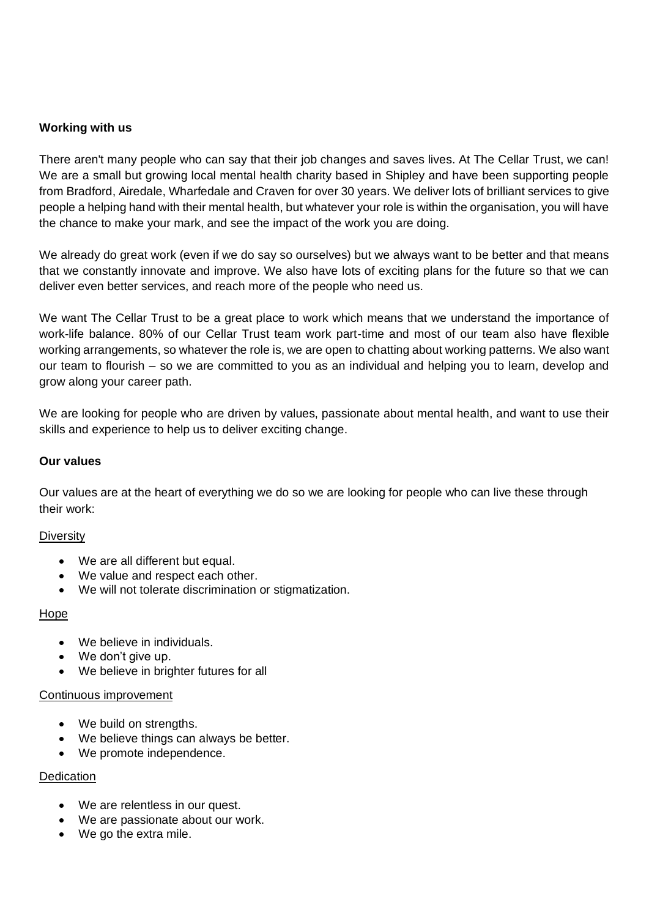**Working with us**

There aren't many people who can say that their job changes and saves lives. At The Cellar Trust, we can! We are a small but growing local mental health charity based in Shipley and have been supporting people from Bradford, Airedale, Wharfedale and Craven for over 30 years. We deliver lots of brilliant services to give people a helping hand with their mental health, but whatever your role is within the organisation, you will have the chance to make your mark, and see the impact of the work you are doing.

We already do great work (even if we do say so ourselves) but we always want to be better and that means that we constantly innovate and improve. We also have lots of exciting plans for the future so that we can deliver even better services, and reach more of the people who need us.

We want The Cellar Trust to be a great place to work which means that we understand the importance of work-life balance. 80% of our Cellar Trust team work part-time and most of our team also have flexible working arrangements, so whatever the role is, we are open to chatting about working patterns. We also want our team to flourish – so we are committed to you as an individual and helping you to learn, develop and grow along your career path.

We are looking for people who are driven by values, passionate about mental health, and want to use their skills and experience to help us to deliver exciting change.

**Our values**

Our values are at the heart of everything we do so we are looking for people who can live these through their work:

Diversity

- We are all different but equal.
- We value and respect each other.
- We will not tolerate discrimination or stigmatization.

Hope

- We believe in individuals.
- We don't give up.
- We believe in brighter futures for all

Continuous improvement

- We build on strengths.
- We believe things can always be better.
- We promote independence.

Dedication

- We are relentless in our quest.
- We are passionate about our work.
- We go the extra mile.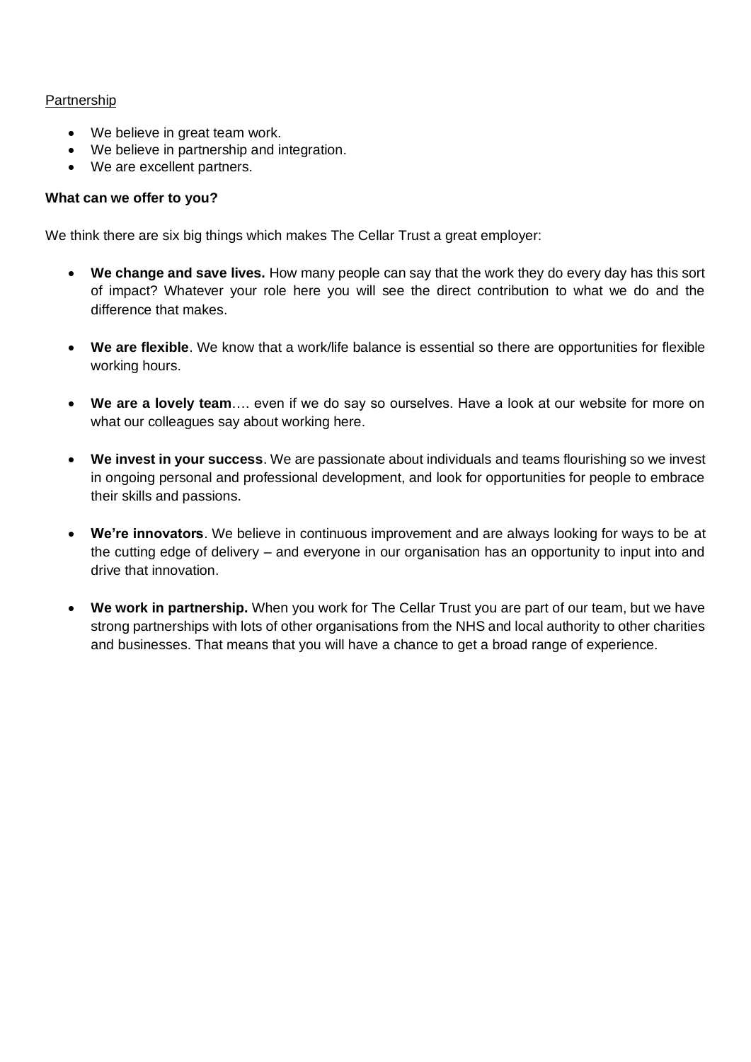Partnership

- We believe in great team work.
- We believe in partnership and integration.
- We are excellent partners.

**What can we offer to you?**

We think there are six big things which makes The Cellar Trust a great employer:

- **We change and save lives.** How many people can say that the work they do every day has this sort of impact? Whatever your role here you will see the direct contribution to what we do and the difference that makes.

- **We are flexible**. We know that a work/life balance is essential so there are opportunities for flexible working hours.

- **We are a lovely team**…. even if we do say so ourselves. Have a look at our website for more on what our colleagues say about working here.

- **We invest in your success**. We are passionate about individuals and teams flourishing so we invest in ongoing personal and professional development, and look for opportunities for people to embrace their skills and passions.

- **We're innovators**. We believe in continuous improvement and are always looking for ways to be at the cutting edge of delivery – and everyone in our organisation has an opportunity to input into and drive that innovation.

- **We work in partnership.** When you work for The Cellar Trust you are part of our team, but we have strong partnerships with lots of other organisations from the NHS and local authority to other charities and businesses. That means that you will have a chance to get a broad range of experience.